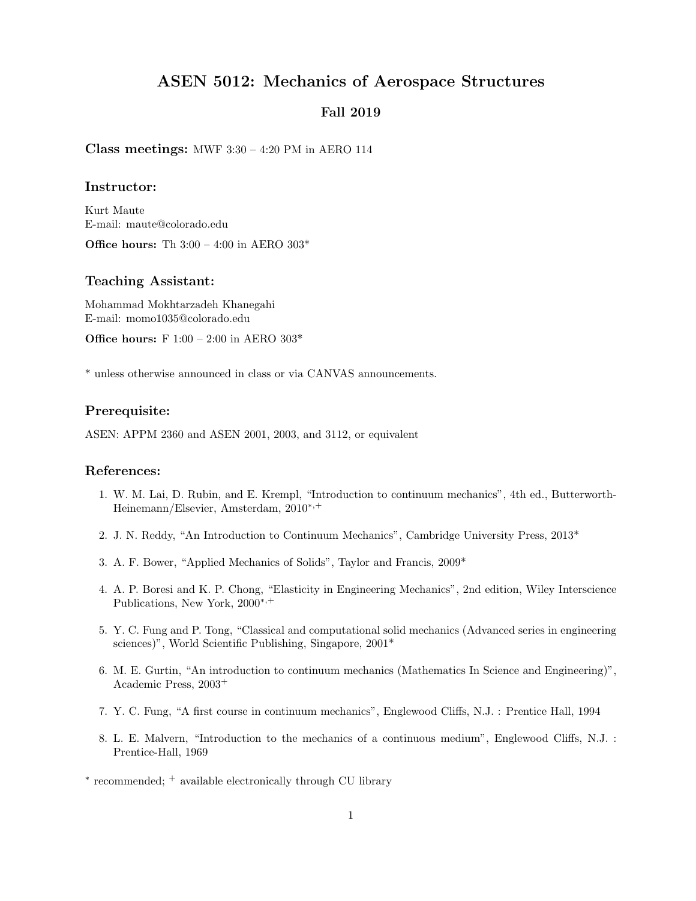# ASEN 5012: Mechanics of Aerospace Structures

## Fall 2019

**Class meetings:** MWF 3:30 – 4:20 PM in AERO 114

### Instructor:

Kurt Maute
E-mail: maute@colorado.edu

**Office hours:** Th 3:00 – 4:00 in AERO 303*

### Teaching Assistant:

Mohammad Mokhtarzadeh Khanegahi
E-mail: momo1035@colorado.edu

**Office hours:** F 1:00 – 2:00 in AERO 303*

* unless otherwise announced in class or via CANVAS announcements.

### Prerequisite:

ASEN: APPM 2360 and ASEN 2001, 2003, and 3112, or equivalent

### References:

1. W. M. Lai, D. Rubin, and E. Krempl, "Introduction to continuum mechanics", 4th ed., Butterworth-Heinemann/Elsevier, Amsterdam, 2010*,+
2. J. N. Reddy, "An Introduction to Continuum Mechanics", Cambridge University Press, 2013*
3. A. F. Bower, "Applied Mechanics of Solids", Taylor and Francis, 2009*
4. A. P. Boresi and K. P. Chong, "Elasticity in Engineering Mechanics", 2nd edition, Wiley Interscience Publications, New York, 2000*,+
5. Y. C. Fung and P. Tong, "Classical and computational solid mechanics (Advanced series in engineering sciences)", World Scientific Publishing, Singapore, 2001*
6. M. E. Gurtin, "An introduction to continuum mechanics (Mathematics In Science and Engineering)", Academic Press, 2003+
7. Y. C. Fung, "A first course in continuum mechanics", Englewood Cliffs, N.J. : Prentice Hall, 1994
8. L. E. Malvern, "Introduction to the mechanics of a continuous medium", Englewood Cliffs, N.J. : Prentice-Hall, 1969

* recommended; + available electronically through CU library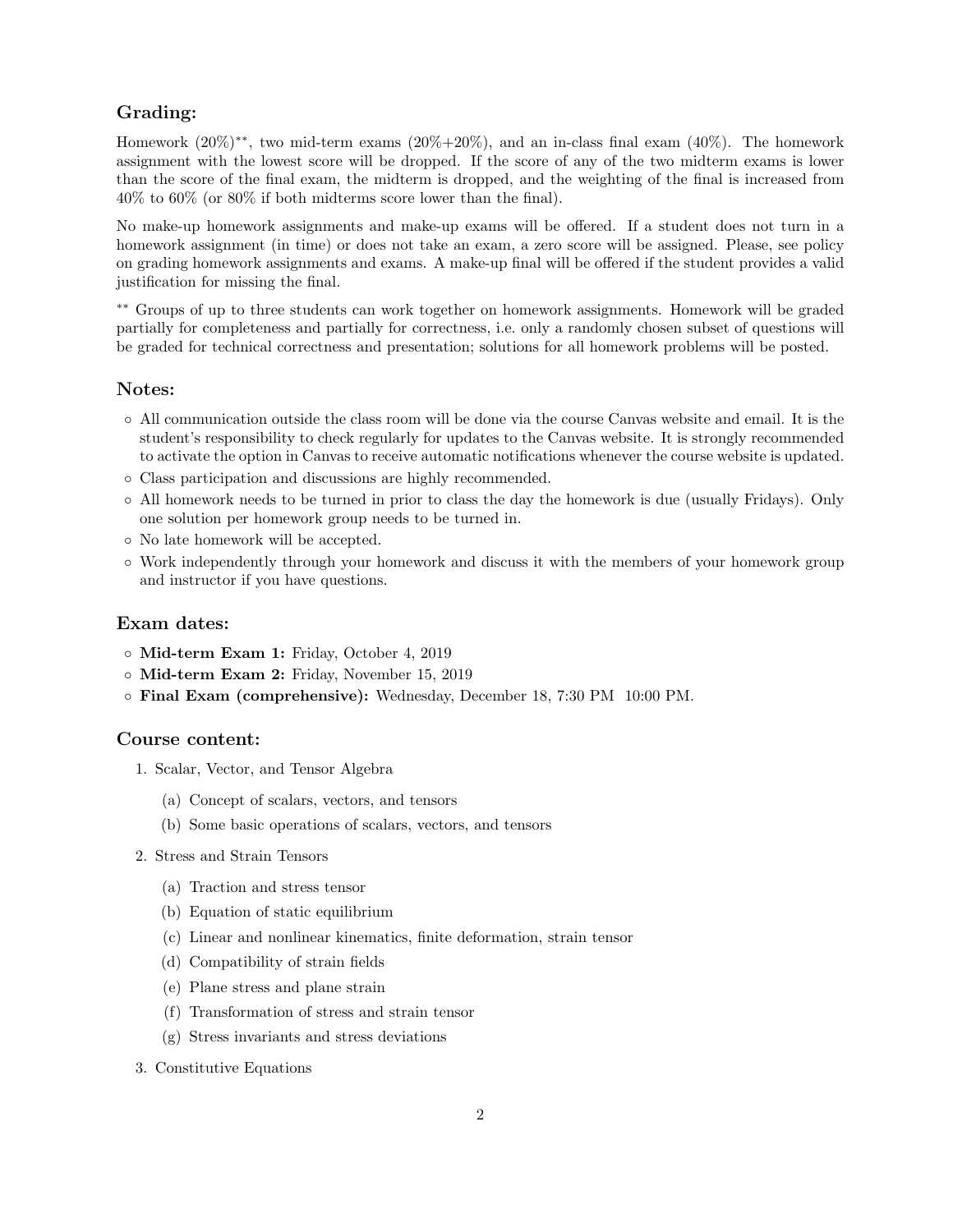## Grading:

Homework (20%)**, two mid-term exams (20%+20%), and an in-class final exam (40%). The homework assignment with the lowest score will be dropped. If the score of any of the two midterm exams is lower than the score of the final exam, the midterm is dropped, and the weighting of the final is increased from 40% to 60% (or 80% if both midterms score lower than the final).

No make-up homework assignments and make-up exams will be offered. If a student does not turn in a homework assignment (in time) or does not take an exam, a zero score will be assigned. Please, see policy on grading homework assignments and exams. A make-up final will be offered if the student provides a valid justification for missing the final.

** Groups of up to three students can work together on homework assignments. Homework will be graded partially for completeness and partially for correctness, i.e. only a randomly chosen subset of questions will be graded for technical correctness and presentation; solutions for all homework problems will be posted.

## Notes:

- All communication outside the class room will be done via the course Canvas website and email. It is the student's responsibility to check regularly for updates to the Canvas website. It is strongly recommended to activate the option in Canvas to receive automatic notifications whenever the course website is updated.
- Class participation and discussions are highly recommended.
- All homework needs to be turned in prior to class the day the homework is due (usually Fridays). Only one solution per homework group needs to be turned in.
- No late homework will be accepted.
- Work independently through your homework and discuss it with the members of your homework group and instructor if you have questions.

## Exam dates:

- **Mid-term Exam 1:** Friday, October 4, 2019
- **Mid-term Exam 2:** Friday, November 15, 2019
- **Final Exam (comprehensive):** Wednesday, December 18, 7:30 PM 10:00 PM.

## Course content:

1. Scalar, Vector, and Tensor Algebra
   (a) Concept of scalars, vectors, and tensors
   (b) Some basic operations of scalars, vectors, and tensors
2. Stress and Strain Tensors
   (a) Traction and stress tensor
   (b) Equation of static equilibrium
   (c) Linear and nonlinear kinematics, finite deformation, strain tensor
   (d) Compatibility of strain fields
   (e) Plane stress and plane strain
   (f) Transformation of stress and strain tensor
   (g) Stress invariants and stress deviations
3. Constitutive Equations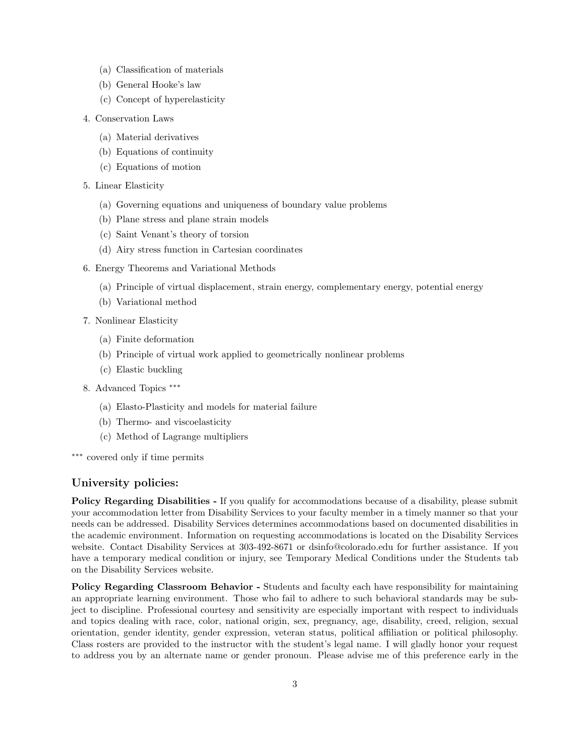(a) Classification of materials

   (b) General Hooke's law

   (c) Concept of hyperelasticity

4. Conservation Laws

   (a) Material derivatives

   (b) Equations of continuity

   (c) Equations of motion

5. Linear Elasticity

   (a) Governing equations and uniqueness of boundary value problems

   (b) Plane stress and plane strain models

   (c) Saint Venant's theory of torsion

   (d) Airy stress function in Cartesian coordinates

6. Energy Theorems and Variational Methods

   (a) Principle of virtual displacement, strain energy, complementary energy, potential energy

   (b) Variational method

7. Nonlinear Elasticity

   (a) Finite deformation

   (b) Principle of virtual work applied to geometrically nonlinear problems

   (c) Elastic buckling

8. Advanced Topics ***

   (a) Elasto-Plasticity and models for material failure

   (b) Thermo- and viscoelasticity

   (c) Method of Lagrange multipliers

*** covered only if time permits

### University policies:

**Policy Regarding Disabilities -** If you qualify for accommodations because of a disability, please submit your accommodation letter from Disability Services to your faculty member in a timely manner so that your needs can be addressed. Disability Services determines accommodations based on documented disabilities in the academic environment. Information on requesting accommodations is located on the Disability Services website. Contact Disability Services at 303-492-8671 or dsinfo@colorado.edu for further assistance. If you have a temporary medical condition or injury, see Temporary Medical Conditions under the Students tab on the Disability Services website.

**Policy Regarding Classroom Behavior -** Students and faculty each have responsibility for maintaining an appropriate learning environment. Those who fail to adhere to such behavioral standards may be subject to discipline. Professional courtesy and sensitivity are especially important with respect to individuals and topics dealing with race, color, national origin, sex, pregnancy, age, disability, creed, religion, sexual orientation, gender identity, gender expression, veteran status, political affiliation or political philosophy. Class rosters are provided to the instructor with the student's legal name. I will gladly honor your request to address you by an alternate name or gender pronoun. Please advise me of this preference early in the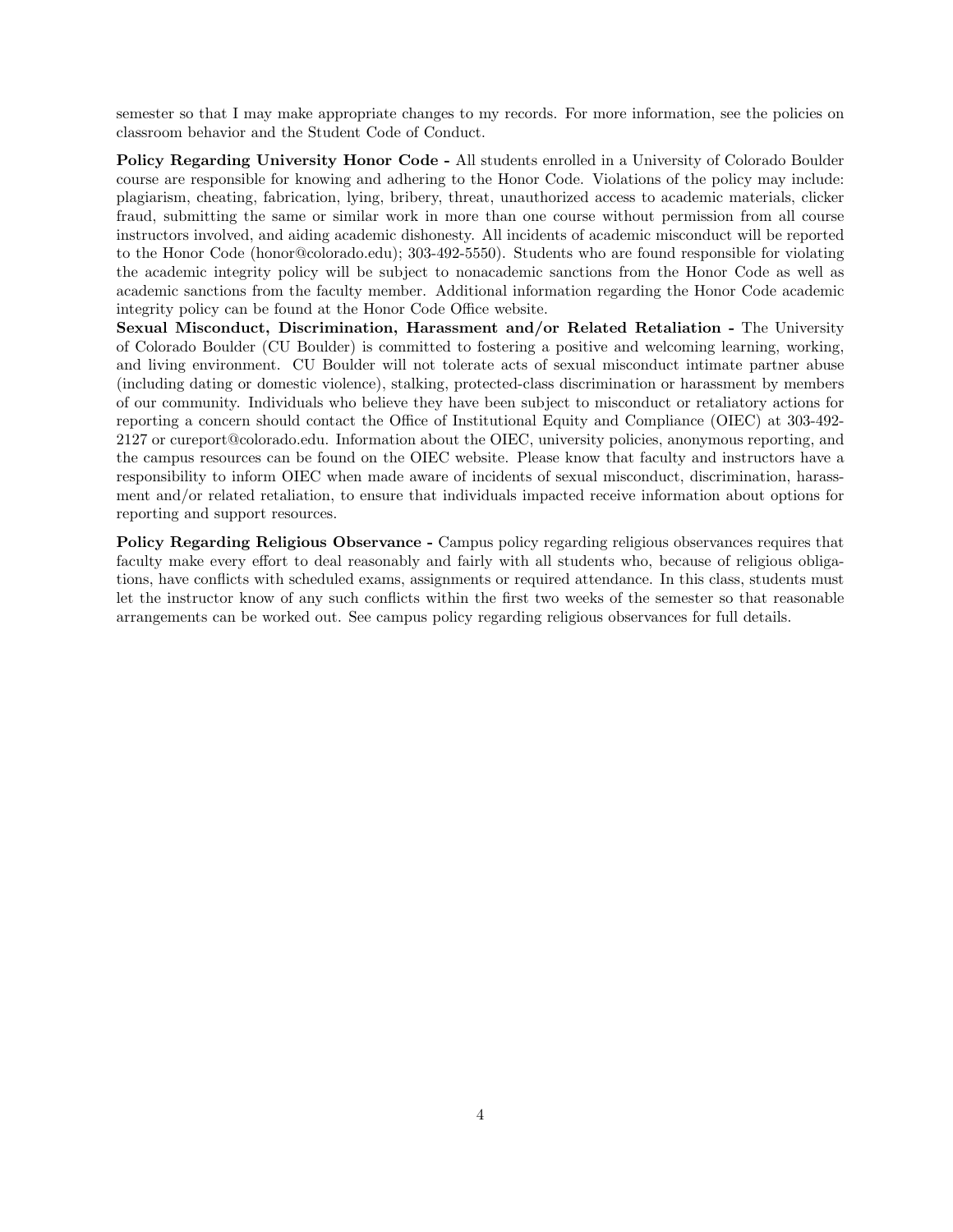semester so that I may make appropriate changes to my records. For more information, see the policies on classroom behavior and the Student Code of Conduct.

**Policy Regarding University Honor Code -** All students enrolled in a University of Colorado Boulder course are responsible for knowing and adhering to the Honor Code. Violations of the policy may include: plagiarism, cheating, fabrication, lying, bribery, threat, unauthorized access to academic materials, clicker fraud, submitting the same or similar work in more than one course without permission from all course instructors involved, and aiding academic dishonesty. All incidents of academic misconduct will be reported to the Honor Code (honor@colorado.edu); 303-492-5550). Students who are found responsible for violating the academic integrity policy will be subject to nonacademic sanctions from the Honor Code as well as academic sanctions from the faculty member. Additional information regarding the Honor Code academic integrity policy can be found at the Honor Code Office website.

**Sexual Misconduct, Discrimination, Harassment and/or Related Retaliation -** The University of Colorado Boulder (CU Boulder) is committed to fostering a positive and welcoming learning, working, and living environment. CU Boulder will not tolerate acts of sexual misconduct intimate partner abuse (including dating or domestic violence), stalking, protected-class discrimination or harassment by members of our community. Individuals who believe they have been subject to misconduct or retaliatory actions for reporting a concern should contact the Office of Institutional Equity and Compliance (OIEC) at 303-492-2127 or cureport@colorado.edu. Information about the OIEC, university policies, anonymous reporting, and the campus resources can be found on the OIEC website. Please know that faculty and instructors have a responsibility to inform OIEC when made aware of incidents of sexual misconduct, discrimination, harassment and/or related retaliation, to ensure that individuals impacted receive information about options for reporting and support resources.

**Policy Regarding Religious Observance -** Campus policy regarding religious observances requires that faculty make every effort to deal reasonably and fairly with all students who, because of religious obligations, have conflicts with scheduled exams, assignments or required attendance. In this class, students must let the instructor know of any such conflicts within the first two weeks of the semester so that reasonable arrangements can be worked out. See campus policy regarding religious observances for full details.